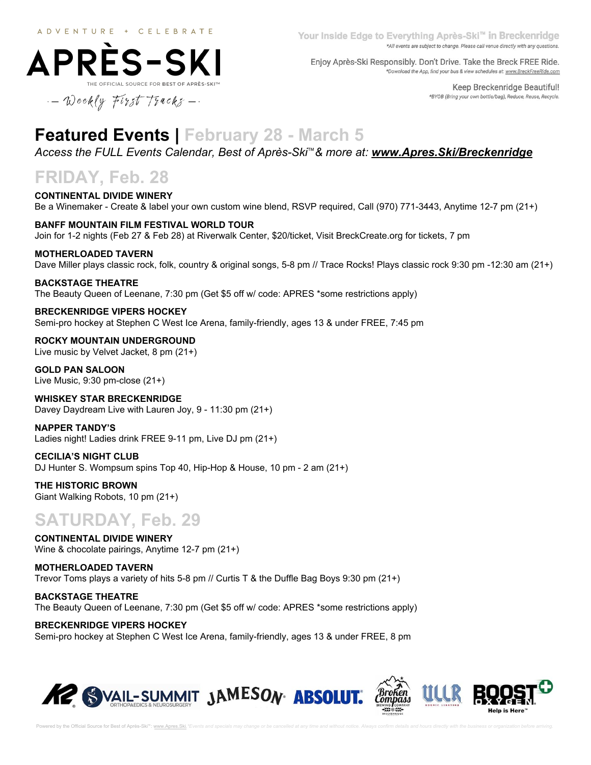ADVENTURE + CELEBRATE

# APRÈS-SKI

THE OFFICIAL SOURCE FOR BEST OF APRÈS-SKI™

— Weekly First Tracks —

Your Inside Edge to Everything Après-Ski™ in Breckenridge
*All events are subject to change. Please call venue directly with any questions.

Enjoy Après-Ski Responsibly. Don't Drive. Take the Breck FREE Ride.
*Download the App, find your bus & view schedules at: www.BreckFreeRide.com

Keep Breckenridge Beautiful!
*BYOB (Bring your own bottle/bag), Reduce, Reuse, Recycle.

## Featured Events | February 28 - March 5

*Access the FULL Events Calendar, Best of Après-Ski™ & more at: **www.Apres.Ski/Breckenridge***

## FRIDAY, Feb. 28

**CONTINENTAL DIVIDE WINERY**
Be a Winemaker - Create & label your own custom wine blend, RSVP required, Call (970) 771-3443, Anytime 12-7 pm (21+)

**BANFF MOUNTAIN FILM FESTIVAL WORLD TOUR**
Join for 1-2 nights (Feb 27 & Feb 28) at Riverwalk Center, $20/ticket, Visit BreckCreate.org for tickets, 7 pm

**MOTHERLOADED TAVERN**
Dave Miller plays classic rock, folk, country & original songs, 5-8 pm // Trace Rocks! Plays classic rock 9:30 pm -12:30 am (21+)

**BACKSTAGE THEATRE**
The Beauty Queen of Leenane, 7:30 pm (Get $5 off w/ code: APRES *some restrictions apply)

**BRECKENRIDGE VIPERS HOCKEY**
Semi-pro hockey at Stephen C West Ice Arena, family-friendly, ages 13 & under FREE, 7:45 pm

**ROCKY MOUNTAIN UNDERGROUND**
Live music by Velvet Jacket, 8 pm (21+)

**GOLD PAN SALOON**
Live Music, 9:30 pm-close (21+)

**WHISKEY STAR BRECKENRIDGE**
Davey Daydream Live with Lauren Joy, 9 - 11:30 pm (21+)

**NAPPER TANDY'S**
Ladies night! Ladies drink FREE 9-11 pm, Live DJ pm (21+)

**CECILIA'S NIGHT CLUB**
DJ Hunter S. Wompsum spins Top 40, Hip-Hop & House, 10 pm - 2 am (21+)

**THE HISTORIC BROWN**
Giant Walking Robots, 10 pm (21+)

## SATURDAY, Feb. 29

**CONTINENTAL DIVIDE WINERY**
Wine & chocolate pairings, Anytime 12-7 pm (21+)

**MOTHERLOADED TAVERN**
Trevor Toms plays a variety of hits 5-8 pm // Curtis T & the Duffle Bag Boys 9:30 pm (21+)

**BACKSTAGE THEATRE**
The Beauty Queen of Leenane, 7:30 pm (Get $5 off w/ code: APRES *some restrictions apply)

**BRECKENRIDGE VIPERS HOCKEY**
Semi-pro hockey at Stephen C West Ice Arena, family-friendly, ages 13 & under FREE, 8 pm

K2 | VAIL-SUMMIT ORTHOPAEDICS & NEUROSURGERY | JAMESON | ABSOLUT. | Broken Compass Brewing Company | ULLR | BOOST OXYGEN Help is Here™

Powered by the Official Source for Best of Après-Ski™: www.Apres.Ski *Events and specials may change or be cancelled at any time and without notice. Always confirm details and hours directly with the business or organization before arriving.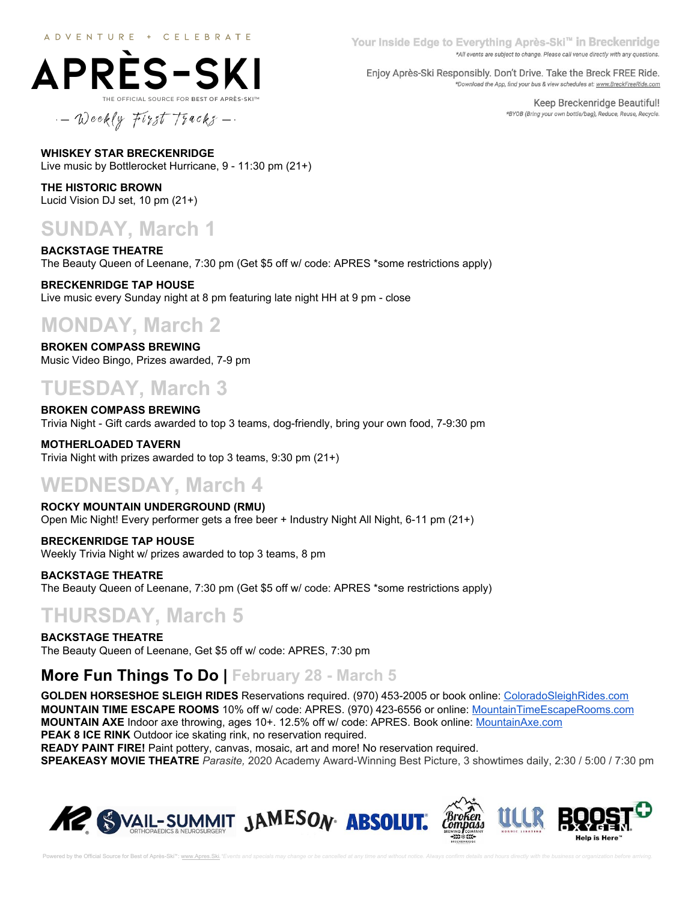**WHISKEY STAR BRECKENRIDGE**
Live music by Bottlerocket Hurricane, 9 - 11:30 pm (21+)

**THE HISTORIC BROWN**
Lucid Vision DJ set, 10 pm (21+)

## SUNDAY, March 1

**BACKSTAGE THEATRE**
The Beauty Queen of Leenane, 7:30 pm (Get $5 off w/ code: APRES *some restrictions apply)

**BRECKENRIDGE TAP HOUSE**
Live music every Sunday night at 8 pm featuring late night HH at 9 pm - close

## MONDAY, March 2

**BROKEN COMPASS BREWING**
Music Video Bingo, Prizes awarded, 7-9 pm

## TUESDAY, March 3

**BROKEN COMPASS BREWING**
Trivia Night - Gift cards awarded to top 3 teams, dog-friendly, bring your own food, 7-9:30 pm

**MOTHERLOADED TAVERN**
Trivia Night with prizes awarded to top 3 teams, 9:30 pm (21+)

## WEDNESDAY, March 4

**ROCKY MOUNTAIN UNDERGROUND (RMU)**
Open Mic Night! Every performer gets a free beer + Industry Night All Night, 6-11 pm (21+)

**BRECKENRIDGE TAP HOUSE**
Weekly Trivia Night w/ prizes awarded to top 3 teams, 8 pm

**BACKSTAGE THEATRE**
The Beauty Queen of Leenane, 7:30 pm (Get $5 off w/ code: APRES *some restrictions apply)

## THURSDAY, March 5

**BACKSTAGE THEATRE**
The Beauty Queen of Leenane, Get $5 off w/ code: APRES, 7:30 pm

## More Fun Things To Do | February 28 - March 5

**GOLDEN HORSESHOE SLEIGH RIDES** Reservations required. (970) 453-2005 or book online: ColoradoSleighRides.com
**MOUNTAIN TIME ESCAPE ROOMS** 10% off w/ code: APRES. (970) 423-6556 or online: MountainTimeEscapeRooms.com
**MOUNTAIN AXE** Indoor axe throwing, ages 10+. 12.5% off w/ code: APRES. Book online: MountainAxe.com
**PEAK 8 ICE RINK** Outdoor ice skating rink, no reservation required.
**READY PAINT FIRE!** Paint pottery, canvas, mosaic, art and more! No reservation required.
**SPEAKEASY MOVIE THEATRE** *Parasite,* 2020 Academy Award-Winning Best Picture, 3 showtimes daily, 2:30 / 5:00 / 7:30 pm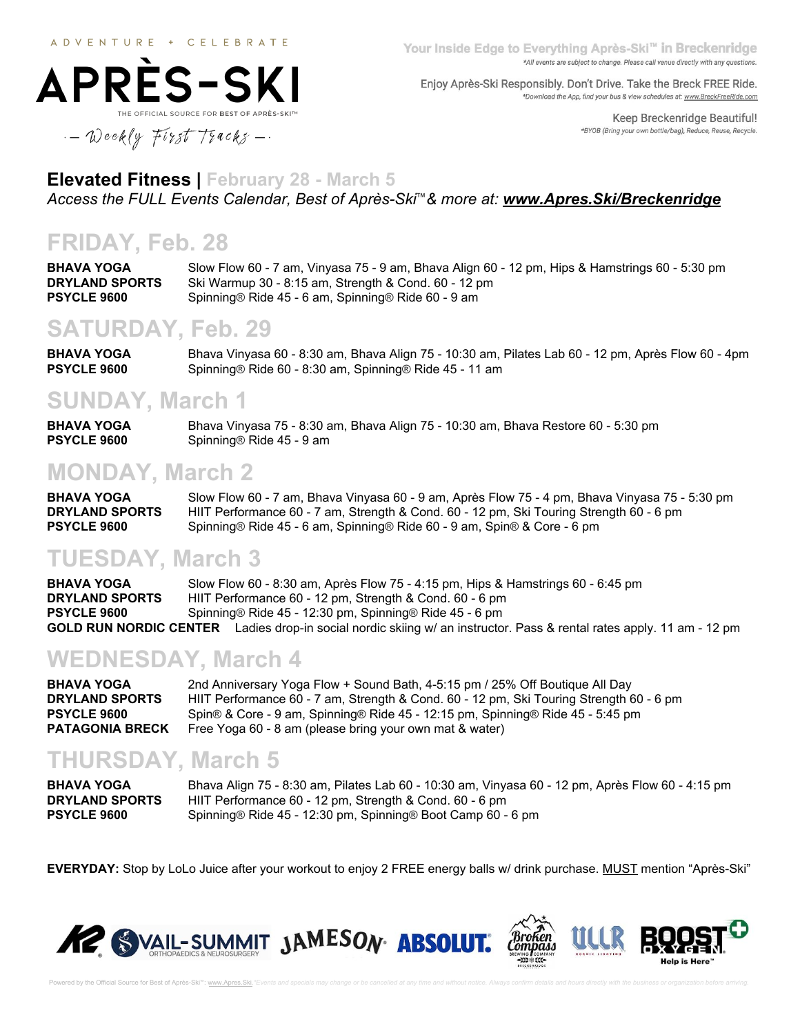ADVENTURE + CELEBRATE

# APRÈS-SKI

THE OFFICIAL SOURCE FOR BEST OF APRÈS-SKI™

— Weekly First Tracks —

Your Inside Edge to Everything Après-Ski™ in Breckenridge
*All events are subject to change. Please call venue directly with any questions.

Enjoy Après-Ski Responsibly. Don't Drive. Take the Breck FREE Ride.
*Download the App, find your bus & view schedules at: www.BreckFreeRide.com

Keep Breckenridge Beautiful!
*BYOB (Bring your own bottle/bag), Reduce, Reuse, Recycle.

## Elevated Fitness | February 28 - March 5

*Access the FULL Events Calendar, Best of Après-Ski™ & more at:* ***www.Apres.Ski/Breckenridge***

## FRIDAY, Feb. 28

| | |
|---|---|
| **BHAVA YOGA** | Slow Flow 60 - 7 am, Vinyasa 75 - 9 am, Bhava Align 60 - 12 pm, Hips & Hamstrings 60 - 5:30 pm |
| **DRYLAND SPORTS** | Ski Warmup 30 - 8:15 am, Strength & Cond. 60 - 12 pm |
| **PSYCLE 9600** | Spinning® Ride 45 - 6 am, Spinning® Ride 60 - 9 am |

## SATURDAY, Feb. 29

| | |
|---|---|
| **BHAVA YOGA** | Bhava Vinyasa 60 - 8:30 am, Bhava Align 75 - 10:30 am, Pilates Lab 60 - 12 pm, Après Flow 60 - 4pm |
| **PSYCLE 9600** | Spinning® Ride 60 - 8:30 am, Spinning® Ride 45 - 11 am |

## SUNDAY, March 1

| | |
|---|---|
| **BHAVA YOGA** | Bhava Vinyasa 75 - 8:30 am, Bhava Align 75 - 10:30 am, Bhava Restore 60 - 5:30 pm |
| **PSYCLE 9600** | Spinning® Ride 45 - 9 am |

## MONDAY, March 2

| | |
|---|---|
| **BHAVA YOGA** | Slow Flow 60 - 7 am, Bhava Vinyasa 60 - 9 am, Après Flow 75 - 4 pm, Bhava Vinyasa 75 - 5:30 pm |
| **DRYLAND SPORTS** | HIIT Performance 60 - 7 am, Strength & Cond. 60 - 12 pm, Ski Touring Strength 60 - 6 pm |
| **PSYCLE 9600** | Spinning® Ride 45 - 6 am, Spinning® Ride 60 - 9 am, Spin® & Core - 6 pm |

## TUESDAY, March 3

| | |
|---|---|
| **BHAVA YOGA** | Slow Flow 60 - 8:30 am, Après Flow 75 - 4:15 pm, Hips & Hamstrings 60 - 6:45 pm |
| **DRYLAND SPORTS** | HIIT Performance 60 - 12 pm, Strength & Cond. 60 - 6 pm |
| **PSYCLE 9600** | Spinning® Ride 45 - 12:30 pm, Spinning® Ride 45 - 6 pm |
| **GOLD RUN NORDIC CENTER** | Ladies drop-in social nordic skiing w/ an instructor. Pass & rental rates apply. 11 am - 12 pm |

## WEDNESDAY, March 4

| | |
|---|---|
| **BHAVA YOGA** | 2nd Anniversary Yoga Flow + Sound Bath, 4-5:15 pm / 25% Off Boutique All Day |
| **DRYLAND SPORTS** | HIIT Performance 60 - 7 am, Strength & Cond. 60 - 12 pm, Ski Touring Strength 60 - 6 pm |
| **PSYCLE 9600** | Spin® & Core - 9 am, Spinning® Ride 45 - 12:15 pm, Spinning® Ride 45 - 5:45 pm |
| **PATAGONIA BRECK** | Free Yoga 60 - 8 am (please bring your own mat & water) |

## THURSDAY, March 5

| | |
|---|---|
| **BHAVA YOGA** | Bhava Align 75 - 8:30 am, Pilates Lab 60 - 10:30 am, Vinyasa 60 - 12 pm, Après Flow 60 - 4:15 pm |
| **DRYLAND SPORTS** | HIIT Performance 60 - 12 pm, Strength & Cond. 60 - 6 pm |
| **PSYCLE 9600** | Spinning® Ride 45 - 12:30 pm, Spinning® Boot Camp 60 - 6 pm |

**EVERYDAY:** Stop by LoLo Juice after your workout to enjoy 2 FREE energy balls w/ drink purchase. MUST mention "Après-Ski"

K2 | VAIL-SUMMIT ORTHOPAEDICS & NEUROSURGERY | JAMESON | ABSOLUT. | Broken Compass Brewing Company | ULLR Nordic Libation | BOOST OXYGEN Help is Here™

Powered by the Official Source for Best of Après-Ski™: www.Apres.Ski *Events and specials may change or be cancelled at any time and without notice. Always confirm details and hours directly with the business or organization before arriving.